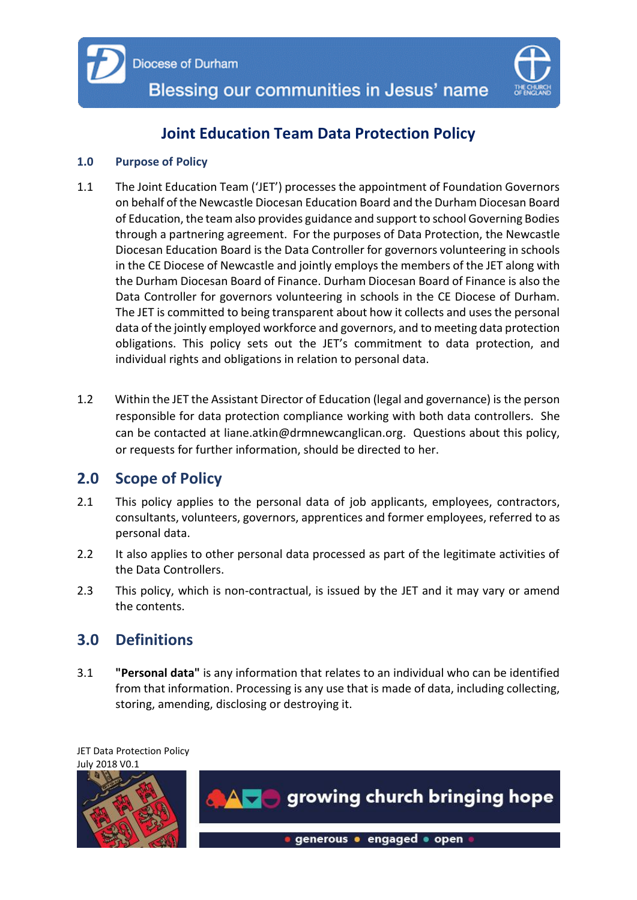# Joint Education Team Data Protection Policy

## 1.0 Purpose of Policy

1.1 The Joint Education Team ('JET') processes the appointment of Foundation Governors on behalf of the Newcastle Diocesan Education Board and the Durham Diocesan Board of Education, the team also provides guidance and support to school Governing Bodies through a partnering agreement. For the purposes of Data Protection, the Newcastle Diocesan Education Board is the Data Controller for governors volunteering in schools in the CE Diocese of Newcastle and jointly employs the members of the JET along with the Durham Diocesan Board of Finance. Durham Diocesan Board of Finance is also the Data Controller for governors volunteering in schools in the CE Diocese of Durham. The JET is committed to being transparent about how it collects and uses the personal data of the jointly employed workforce and governors, and to meeting data protection obligations. This policy sets out the JET's commitment to data protection, and individual rights and obligations in relation to personal data.

1.2 Within the JET the Assistant Director of Education (legal and governance) is the person responsible for data protection compliance working with both data controllers. She can be contacted at liane.atkin@drmnewcanglican.org. Questions about this policy, or requests for further information, should be directed to her.

## 2.0 Scope of Policy

2.1 This policy applies to the personal data of job applicants, employees, contractors, consultants, volunteers, governors, apprentices and former employees, referred to as personal data.

2.2 It also applies to other personal data processed as part of the legitimate activities of the Data Controllers.

2.3 This policy, which is non-contractual, is issued by the JET and it may vary or amend the contents.

## 3.0 Definitions

3.1 **"Personal data"** is any information that relates to an individual who can be identified from that information. Processing is any use that is made of data, including collecting, storing, amending, disclosing or destroying it.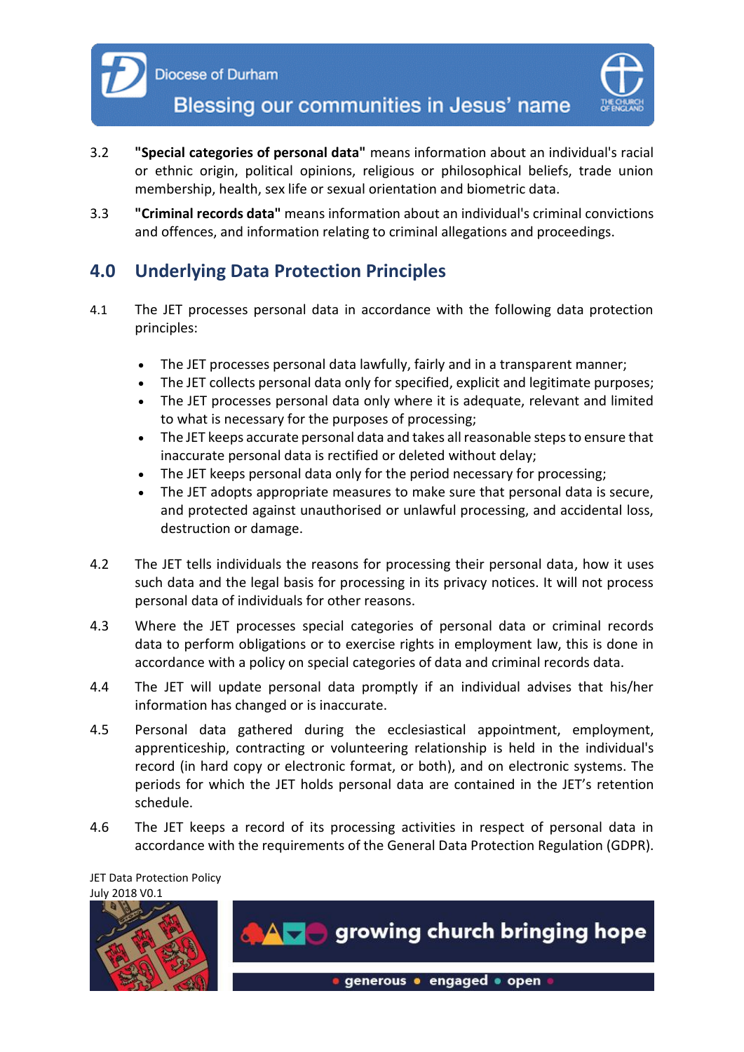3.2 **"Special categories of personal data"** means information about an individual's racial or ethnic origin, political opinions, religious or philosophical beliefs, trade union membership, health, sex life or sexual orientation and biometric data.

3.3 **"Criminal records data"** means information about an individual's criminal convictions and offences, and information relating to criminal allegations and proceedings.

## 4.0 Underlying Data Protection Principles

4.1 The JET processes personal data in accordance with the following data protection principles:

- The JET processes personal data lawfully, fairly and in a transparent manner;
- The JET collects personal data only for specified, explicit and legitimate purposes;
- The JET processes personal data only where it is adequate, relevant and limited to what is necessary for the purposes of processing;
- The JET keeps accurate personal data and takes all reasonable steps to ensure that inaccurate personal data is rectified or deleted without delay;
- The JET keeps personal data only for the period necessary for processing;
- The JET adopts appropriate measures to make sure that personal data is secure, and protected against unauthorised or unlawful processing, and accidental loss, destruction or damage.

4.2 The JET tells individuals the reasons for processing their personal data, how it uses such data and the legal basis for processing in its privacy notices. It will not process personal data of individuals for other reasons.

4.3 Where the JET processes special categories of personal data or criminal records data to perform obligations or to exercise rights in employment law, this is done in accordance with a policy on special categories of data and criminal records data.

4.4 The JET will update personal data promptly if an individual advises that his/her information has changed or is inaccurate.

4.5 Personal data gathered during the ecclesiastical appointment, employment, apprenticeship, contracting or volunteering relationship is held in the individual's record (in hard copy or electronic format, or both), and on electronic systems. The periods for which the JET holds personal data are contained in the JET's retention schedule.

4.6 The JET keeps a record of its processing activities in respect of personal data in accordance with the requirements of the General Data Protection Regulation (GDPR).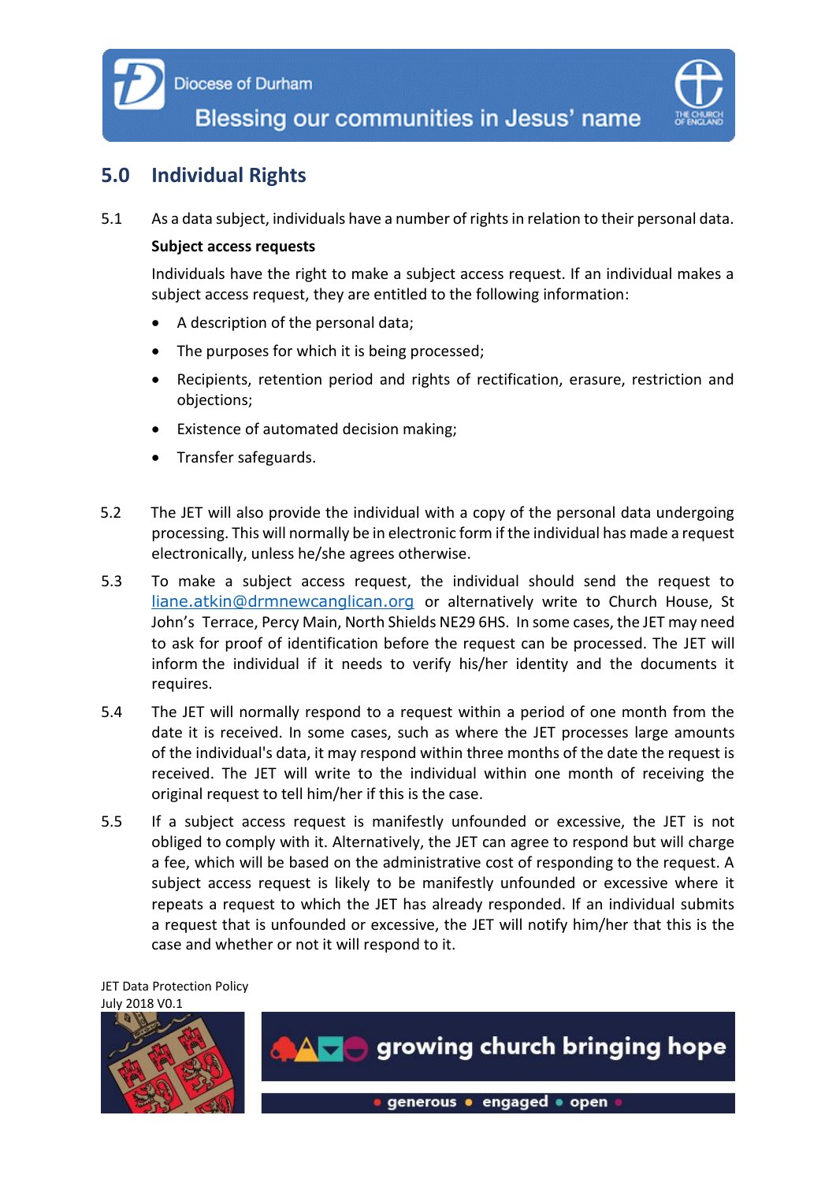## 5.0 Individual Rights

5.1 As a data subject, individuals have a number of rights in relation to their personal data.

**Subject access requests**

Individuals have the right to make a subject access request. If an individual makes a subject access request, they are entitled to the following information:

- A description of the personal data;
- The purposes for which it is being processed;
- Recipients, retention period and rights of rectification, erasure, restriction and objections;
- Existence of automated decision making;
- Transfer safeguards.

5.2 The JET will also provide the individual with a copy of the personal data undergoing processing. This will normally be in electronic form if the individual has made a request electronically, unless he/she agrees otherwise.

5.3 To make a subject access request, the individual should send the request to liane.atkin@drmnewcanglican.org or alternatively write to Church House, St John's Terrace, Percy Main, North Shields NE29 6HS. In some cases, the JET may need to ask for proof of identification before the request can be processed. The JET will inform the individual if it needs to verify his/her identity and the documents it requires.

5.4 The JET will normally respond to a request within a period of one month from the date it is received. In some cases, such as where the JET processes large amounts of the individual's data, it may respond within three months of the date the request is received. The JET will write to the individual within one month of receiving the original request to tell him/her if this is the case.

5.5 If a subject access request is manifestly unfounded or excessive, the JET is not obliged to comply with it. Alternatively, the JET can agree to respond but will charge a fee, which will be based on the administrative cost of responding to the request. A subject access request is likely to be manifestly unfounded or excessive where it repeats a request to which the JET has already responded. If an individual submits a request that is unfounded or excessive, the JET will notify him/her that this is the case and whether or not it will respond to it.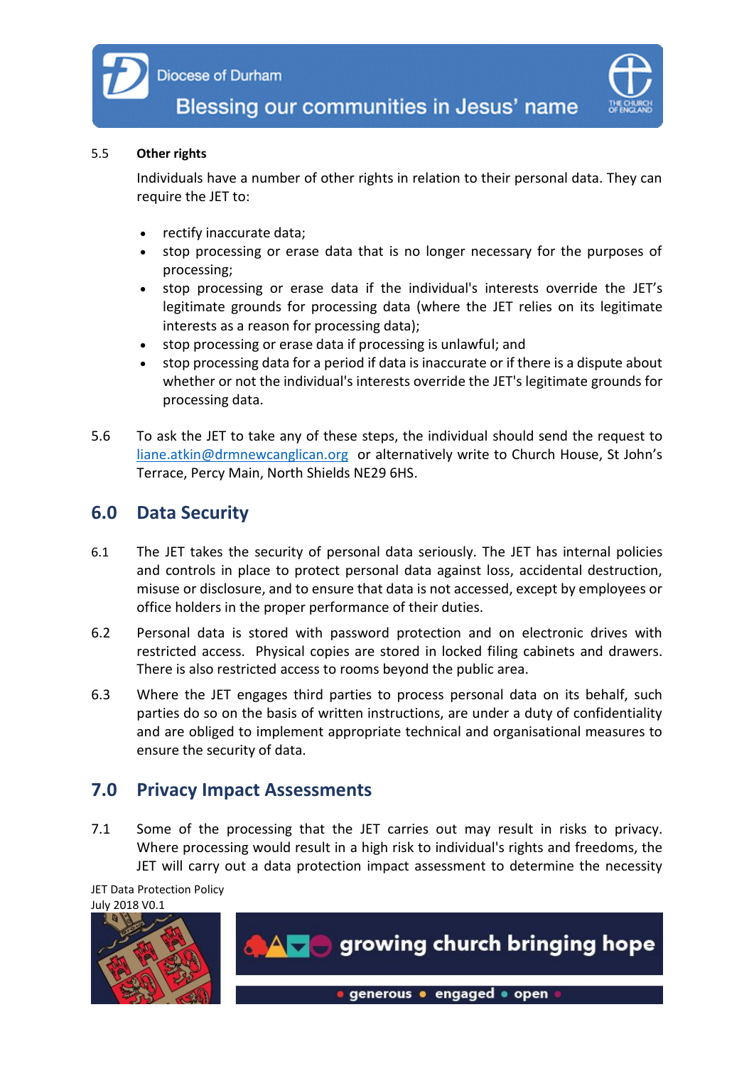5.5 **Other rights**

Individuals have a number of other rights in relation to their personal data. They can require the JET to:

- rectify inaccurate data;
- stop processing or erase data that is no longer necessary for the purposes of processing;
- stop processing or erase data if the individual's interests override the JET's legitimate grounds for processing data (where the JET relies on its legitimate interests as a reason for processing data);
- stop processing or erase data if processing is unlawful; and
- stop processing data for a period if data is inaccurate or if there is a dispute about whether or not the individual's interests override the JET's legitimate grounds for processing data.

5.6 To ask the JET to take any of these steps, the individual should send the request to liane.atkin@drmnewcanglican.org or alternatively write to Church House, St John's Terrace, Percy Main, North Shields NE29 6HS.

## 6.0 Data Security

6.1 The JET takes the security of personal data seriously. The JET has internal policies and controls in place to protect personal data against loss, accidental destruction, misuse or disclosure, and to ensure that data is not accessed, except by employees or office holders in the proper performance of their duties.

6.2 Personal data is stored with password protection and on electronic drives with restricted access. Physical copies are stored in locked filing cabinets and drawers. There is also restricted access to rooms beyond the public area.

6.3 Where the JET engages third parties to process personal data on its behalf, such parties do so on the basis of written instructions, are under a duty of confidentiality and are obliged to implement appropriate technical and organisational measures to ensure the security of data.

## 7.0 Privacy Impact Assessments

7.1 Some of the processing that the JET carries out may result in risks to privacy. Where processing would result in a high risk to individual's rights and freedoms, the JET will carry out a data protection impact assessment to determine the necessity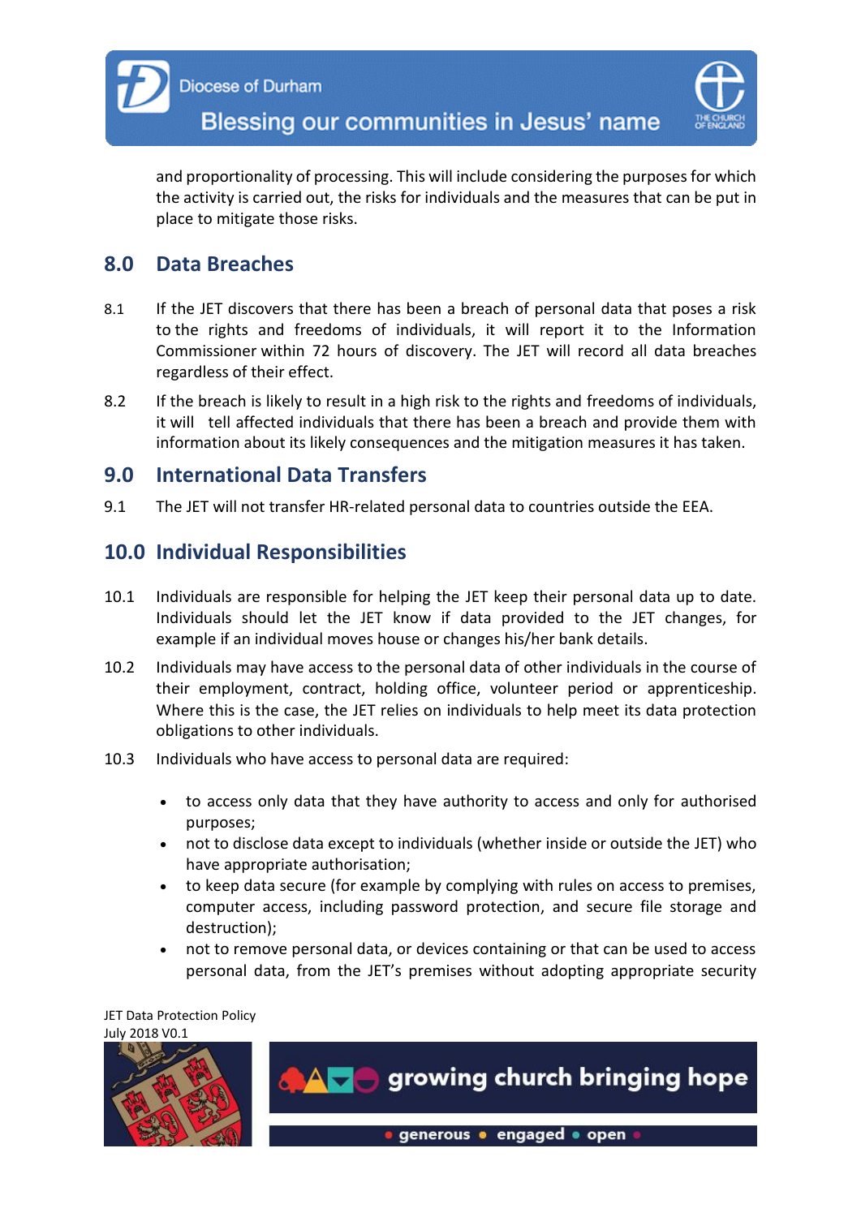and proportionality of processing. This will include considering the purposes for which the activity is carried out, the risks for individuals and the measures that can be put in place to mitigate those risks.

## 8.0 Data Breaches

8.1 If the JET discovers that there has been a breach of personal data that poses a risk to the rights and freedoms of individuals, it will report it to the Information Commissioner within 72 hours of discovery. The JET will record all data breaches regardless of their effect.

8.2 If the breach is likely to result in a high risk to the rights and freedoms of individuals, it will tell affected individuals that there has been a breach and provide them with information about its likely consequences and the mitigation measures it has taken.

## 9.0 International Data Transfers

9.1 The JET will not transfer HR-related personal data to countries outside the EEA.

## 10.0 Individual Responsibilities

10.1 Individuals are responsible for helping the JET keep their personal data up to date. Individuals should let the JET know if data provided to the JET changes, for example if an individual moves house or changes his/her bank details.

10.2 Individuals may have access to the personal data of other individuals in the course of their employment, contract, holding office, volunteer period or apprenticeship. Where this is the case, the JET relies on individuals to help meet its data protection obligations to other individuals.

10.3 Individuals who have access to personal data are required:

- to access only data that they have authority to access and only for authorised purposes;
- not to disclose data except to individuals (whether inside or outside the JET) who have appropriate authorisation;
- to keep data secure (for example by complying with rules on access to premises, computer access, including password protection, and secure file storage and destruction);
- not to remove personal data, or devices containing or that can be used to access personal data, from the JET's premises without adopting appropriate security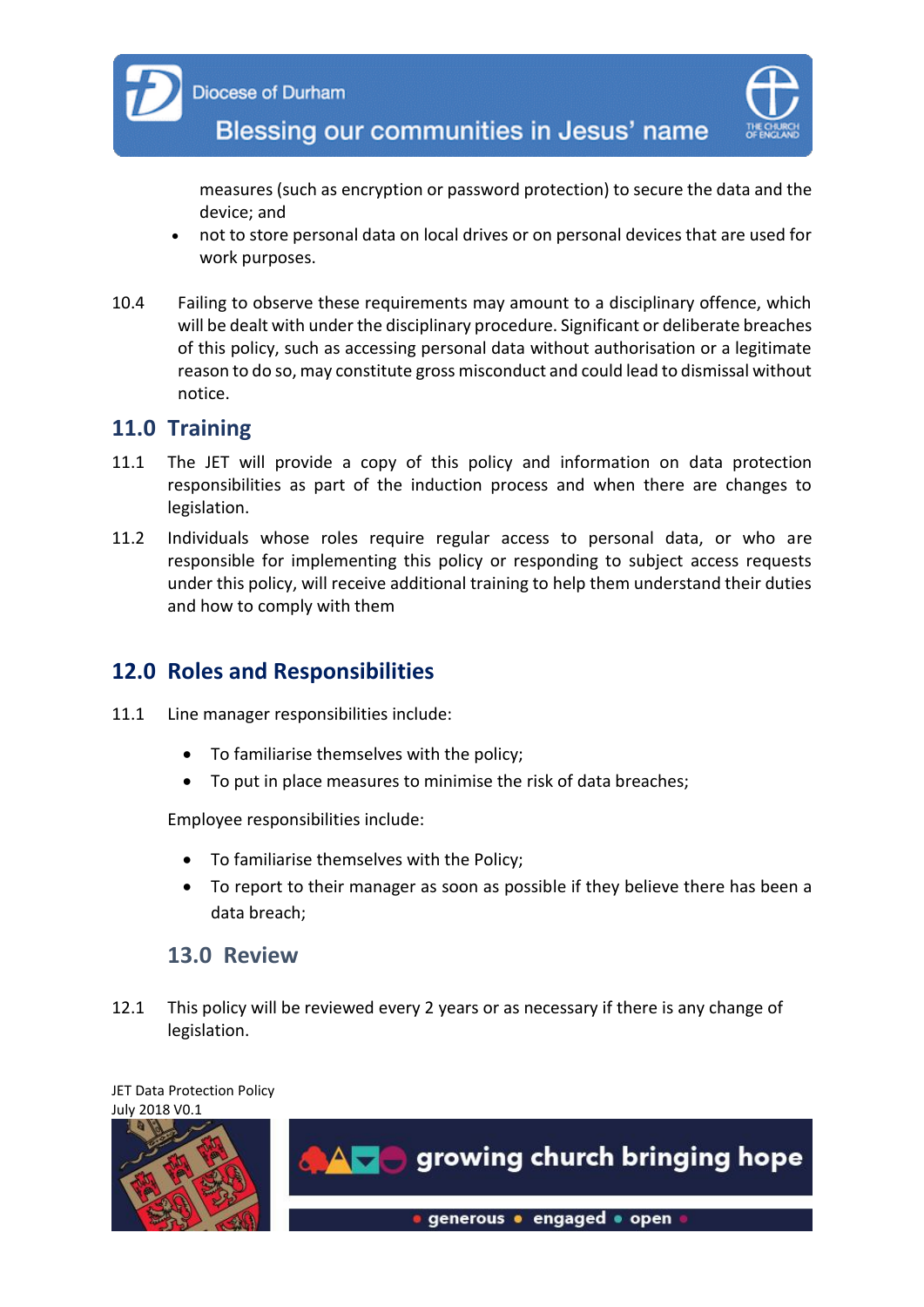measures (such as encryption or password protection) to secure the data and the device; and

- not to store personal data on local drives or on personal devices that are used for work purposes.

10.4 Failing to observe these requirements may amount to a disciplinary offence, which will be dealt with under the disciplinary procedure. Significant or deliberate breaches of this policy, such as accessing personal data without authorisation or a legitimate reason to do so, may constitute gross misconduct and could lead to dismissal without notice.

## 11.0 Training

11.1 The JET will provide a copy of this policy and information on data protection responsibilities as part of the induction process and when there are changes to legislation.

11.2 Individuals whose roles require regular access to personal data, or who are responsible for implementing this policy or responding to subject access requests under this policy, will receive additional training to help them understand their duties and how to comply with them

## 12.0 Roles and Responsibilities

11.1 Line manager responsibilities include:

- To familiarise themselves with the policy;
- To put in place measures to minimise the risk of data breaches;

Employee responsibilities include:

- To familiarise themselves with the Policy;
- To report to their manager as soon as possible if they believe there has been a data breach;

## 13.0 Review

12.1 This policy will be reviewed every 2 years or as necessary if there is any change of legislation.

JET Data Protection Policy
July 2018 V0.1